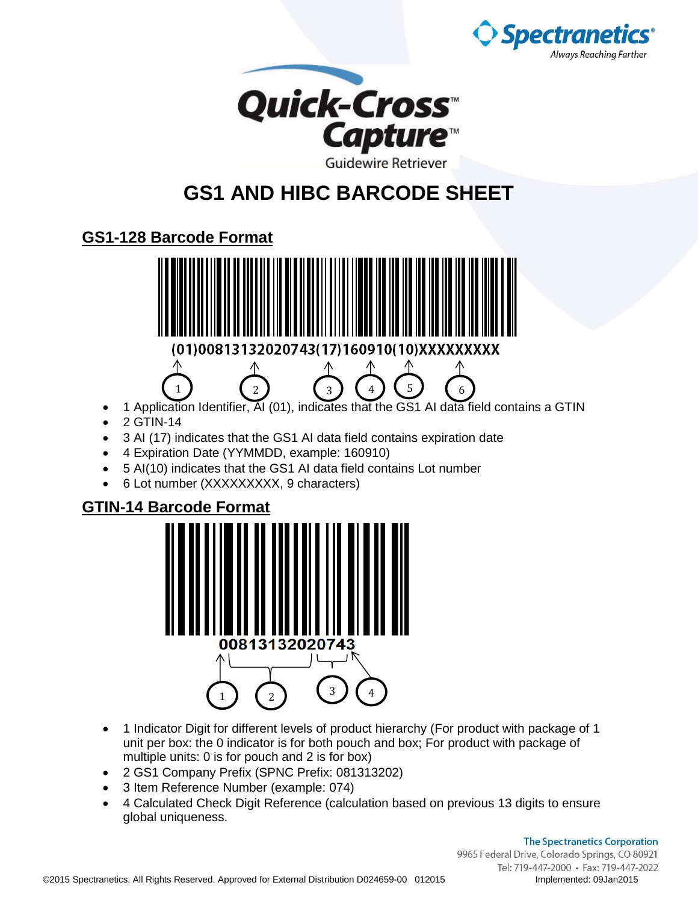Spectranetics® Always Reaching Farther

Quick-Cross™ Capture™ Guidewire Retriever

# GS1 AND HIBC BARCODE SHEET

## GS1-128 Barcode Format

(01)00813132020743(17)160910(10)XXXXXXXXX

- 1 Application Identifier, AI (01), indicates that the GS1 AI data field contains a GTIN
- 2 GTIN-14
- 3 AI (17) indicates that the GS1 AI data field contains expiration date
- 4 Expiration Date (YYMMDD, example: 160910)
- 5 AI(10) indicates that the GS1 AI data field contains Lot number
- 6 Lot number (XXXXXXXXX, 9 characters)

## GTIN-14 Barcode Format

00813132020743

- 1 Indicator Digit for different levels of product hierarchy (For product with package of 1 unit per box: the 0 indicator is for both pouch and box; For product with package of multiple units: 0 is for pouch and 2 is for box)
- 2 GS1 Company Prefix (SPNC Prefix: 081313202)
- 3 Item Reference Number (example: 074)
- 4 Calculated Check Digit Reference (calculation based on previous 13 digits to ensure global uniqueness.

The Spectranetics Corporation
9965 Federal Drive, Colorado Springs, CO 80921
Tel: 719-447-2000 • Fax: 719-447-2022

©2015 Spectranetics. All Rights Reserved. Approved for External Distribution D024659-00 012015 Implemented: 09Jan2015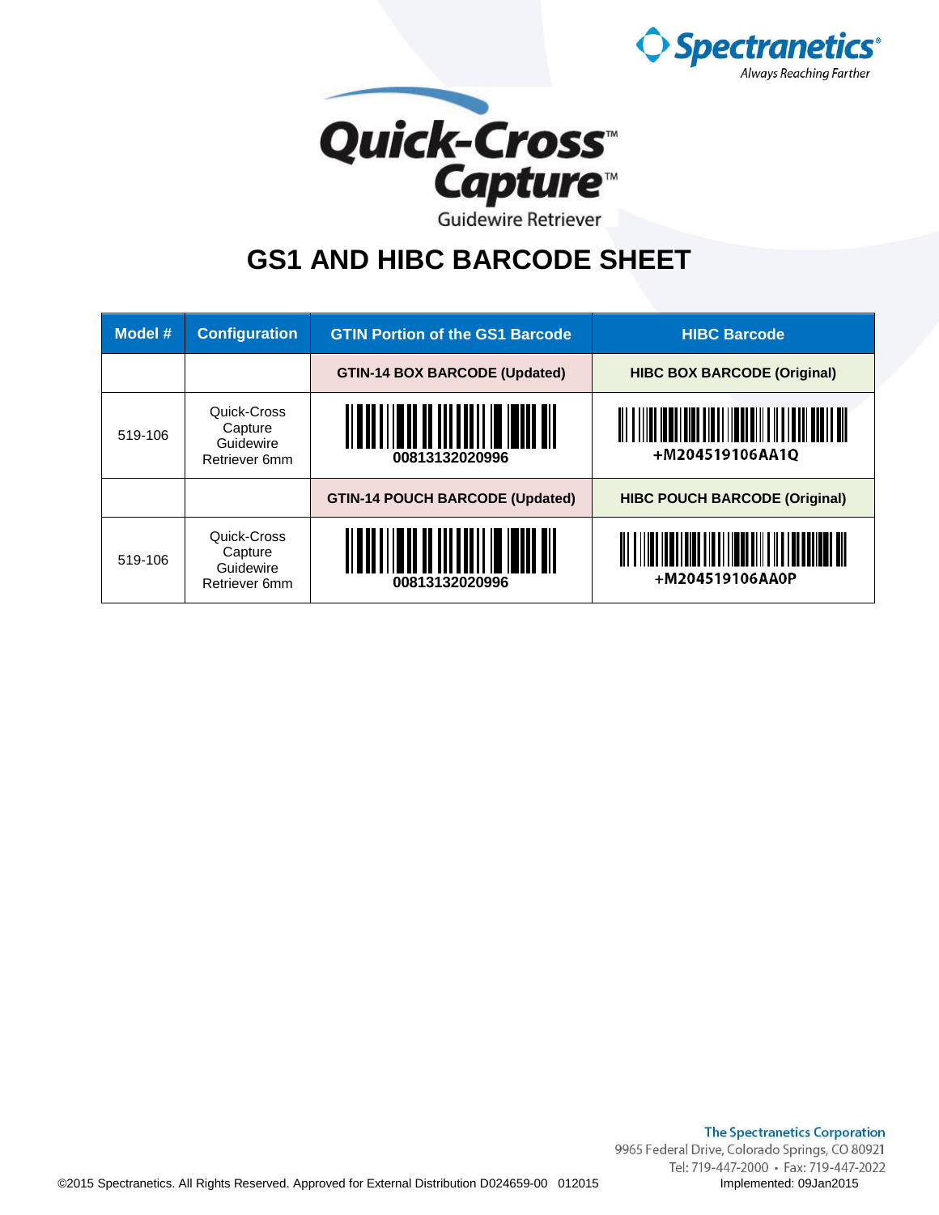Spectranetics®
*Always Reaching Farther*

# Quick-Cross™ Capture™
Guidewire Retriever

## GS1 AND HIBC BARCODE SHEET

| Model # | Configuration | GTIN Portion of the GS1 Barcode | HIBC Barcode |
|---|---|---|---|
| | | **GTIN-14 BOX BARCODE (Updated)** | **HIBC BOX BARCODE (Original)** |
| 519-106 | Quick-Cross Capture Guidewire Retriever 6mm | 00813132020996 | +M204519106AA1Q |
| | | **GTIN-14 POUCH BARCODE (Updated)** | **HIBC POUCH BARCODE (Original)** |
| 519-106 | Quick-Cross Capture Guidewire Retriever 6mm | 00813132020996 | +M204519106AA0P |

The Spectranetics Corporation
9965 Federal Drive, Colorado Springs, CO 80921
Tel: 719-447-2000 • Fax: 719-447-2022

©2015 Spectranetics. All Rights Reserved. Approved for External Distribution D024659-00 012015
Implemented: 09Jan2015